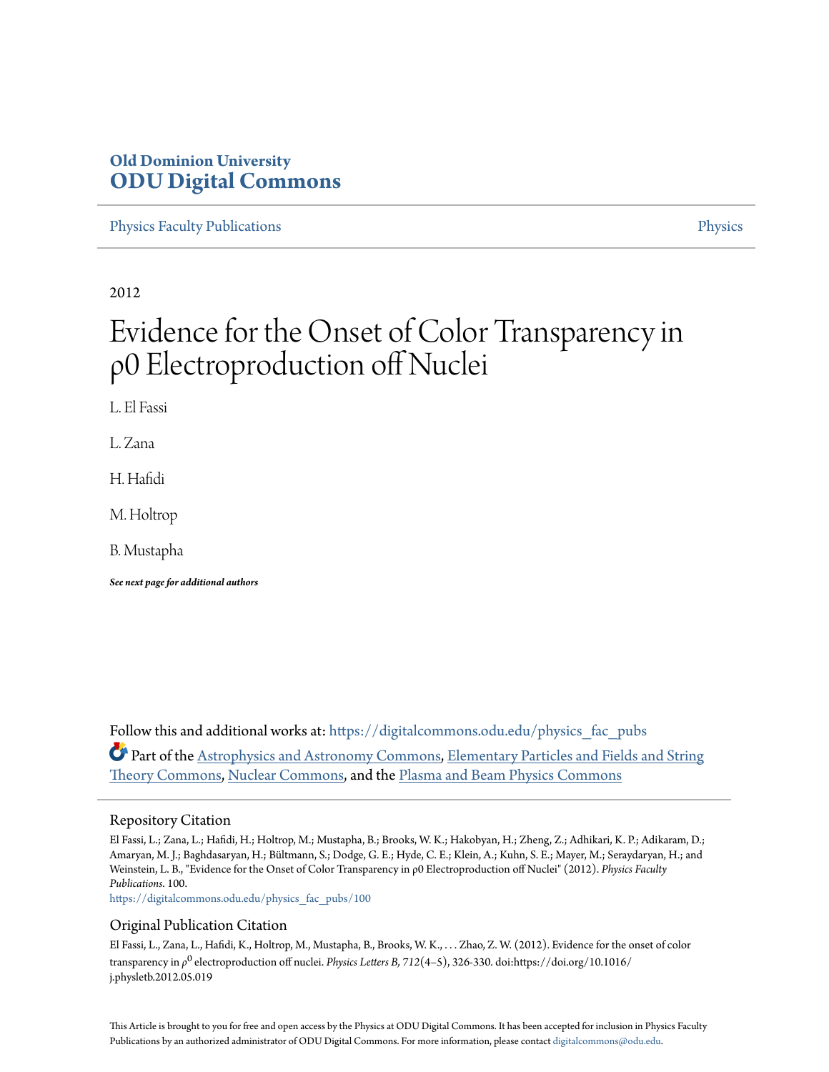**Old Dominion University**
**ODU Digital Commons**

Physics Faculty Publications | Physics

2012

# Evidence for the Onset of Color Transparency in ρ0 Electroproduction off Nuclei

L. El Fassi

L. Zana

H. Hafidi

M. Holtrop

B. Mustapha

***See next page for additional authors***

Follow this and additional works at: https://digitalcommons.odu.edu/physics_fac_pubs

Part of the Astrophysics and Astronomy Commons, Elementary Particles and Fields and String Theory Commons, Nuclear Commons, and the Plasma and Beam Physics Commons

## Repository Citation

El Fassi, L.; Zana, L.; Hafidi, H.; Holtrop, M.; Mustapha, B.; Brooks, W. K.; Hakobyan, H.; Zheng, Z.; Adhikari, K. P.; Adikaram, D.; Amaryan, M. J.; Baghdasaryan, H.; Bültmann, S.; Dodge, G. E.; Hyde, C. E.; Klein, A.; Kuhn, S. E.; Mayer, M.; Seraydaryan, H.; and Weinstein, L. B., "Evidence for the Onset of Color Transparency in ρ0 Electroproduction off Nuclei" (2012). *Physics Faculty Publications*. 100.
https://digitalcommons.odu.edu/physics_fac_pubs/100

## Original Publication Citation

El Fassi, L., Zana, L., Hafidi, K., Holtrop, M., Mustapha, B., Brooks, W. K., . . . Zhao, Z. W. (2012). Evidence for the onset of color transparency in $\rho^0$ electroproduction off nuclei. *Physics Letters B, 712*(4–5), 326-330. doi:https://doi.org/10.1016/j.physletb.2012.05.019

This Article is brought to you for free and open access by the Physics at ODU Digital Commons. It has been accepted for inclusion in Physics Faculty Publications by an authorized administrator of ODU Digital Commons. For more information, please contact digitalcommons@odu.edu.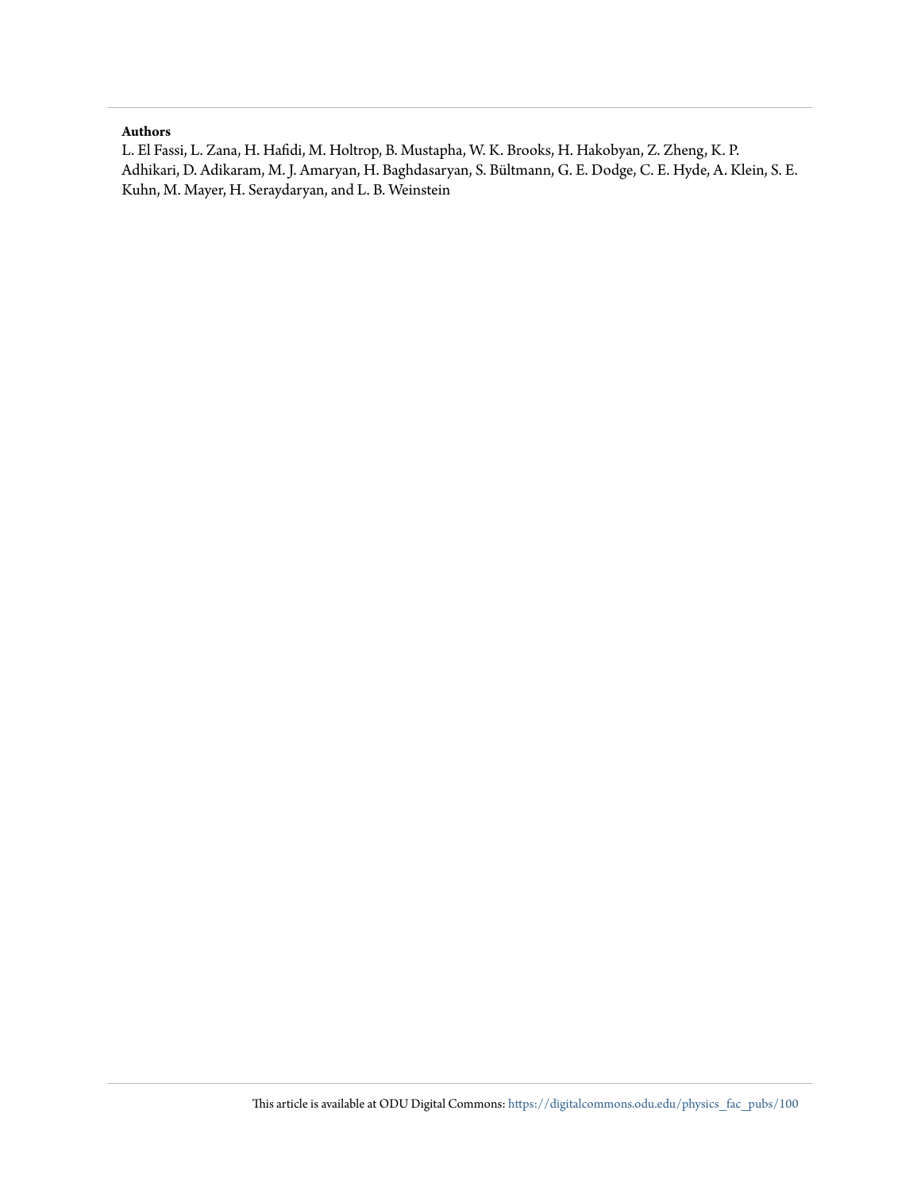**Authors**

L. El Fassi, L. Zana, H. Hafidi, M. Holtrop, B. Mustapha, W. K. Brooks, H. Hakobyan, Z. Zheng, K. P. Adhikari, D. Adikaram, M. J. Amaryan, H. Baghdasaryan, S. Bültmann, G. E. Dodge, C. E. Hyde, A. Klein, S. E. Kuhn, M. Mayer, H. Seraydaryan, and L. B. Weinstein

This article is available at ODU Digital Commons: https://digitalcommons.odu.edu/physics_fac_pubs/100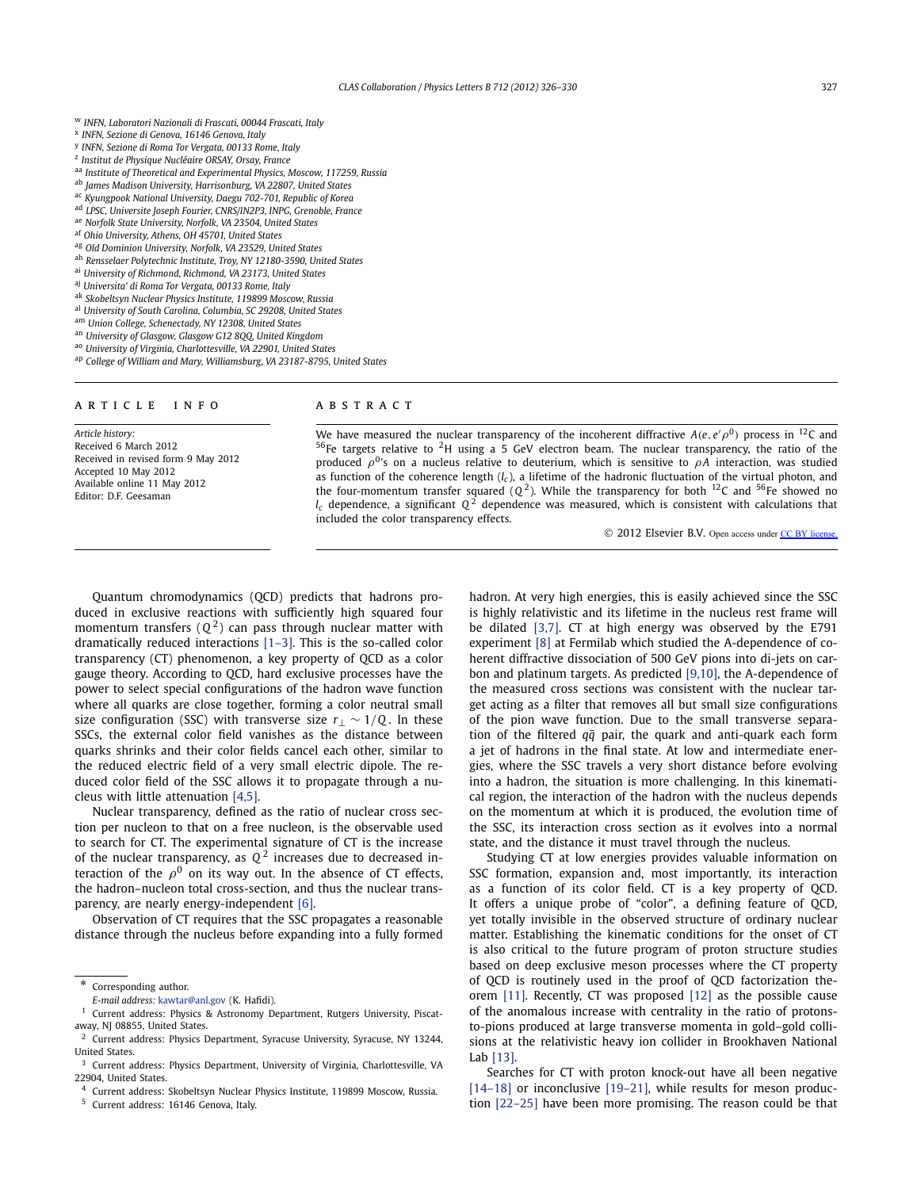[w] INFN, Laboratori Nazionali di Frascati, 00044 Frascati, Italy
[x] INFN, Sezione di Genova, 16146 Genova, Italy
[y] INFN, Sezione di Roma Tor Vergata, 00133 Rome, Italy
[z] Institut de Physique Nucléaire ORSAY, Orsay, France
[aa] Institute of Theoretical and Experimental Physics, Moscow, 117259, Russia
[ab] James Madison University, Harrisonburg, VA 22807, United States
[ac] Kyungpook National University, Daegu 702-701, Republic of Korea
[ad] LPSC, Universite Joseph Fourier, CNRS/IN2P3, INPG, Grenoble, France
[ae] Norfolk State University, Norfolk, VA 23504, United States
[af] Ohio University, Athens, OH 45701, United States
[ag] Old Dominion University, Norfolk, VA 23529, United States
[ah] Rensselaer Polytechnic Institute, Troy, NY 12180-3590, United States
[ai] University of Richmond, Richmond, VA 23173, United States
[aj] Universita' di Roma Tor Vergata, 00133 Rome, Italy
[ak] Skobeltsyn Nuclear Physics Institute, 119899 Moscow, Russia
[al] University of South Carolina, Columbia, SC 29208, United States
[am] Union College, Schenectady, NY 12308, United States
[an] University of Glasgow, Glasgow G12 8QQ, United Kingdom
[ao] University of Virginia, Charlottesville, VA 22901, United States
[ap] College of William and Mary, Williamsburg, VA 23187-8795, United States

## ARTICLE INFO

*Article history:*
Received 6 March 2012
Received in revised form 9 May 2012
Accepted 10 May 2012
Available online 11 May 2012
Editor: D.F. Geesaman

## ABSTRACT

We have measured the nuclear transparency of the incoherent diffractive $A(e, e'\rho^0)$ process in $^{12}C$ and $^{56}Fe$ targets relative to $^2H$ using a 5 GeV electron beam. The nuclear transparency, the ratio of the produced $\rho^0$'s on a nucleus relative to deuterium, which is sensitive to $\rho A$ interaction, was studied as function of the coherence length ($l_c$), a lifetime of the hadronic fluctuation of the virtual photon, and the four-momentum transfer squared ($Q^2$). While the transparency for both $^{12}C$ and $^{56}Fe$ showed no $l_c$ dependence, a significant $Q^2$ dependence was measured, which is consistent with calculations that included the color transparency effects.

© 2012 Elsevier B.V. Open access under CC BY license.

Quantum chromodynamics (QCD) predicts that hadrons produced in exclusive reactions with sufficiently high squared four momentum transfers ($Q^2$) can pass through nuclear matter with dramatically reduced interactions [1–3]. This is the so-called color transparency (CT) phenomenon, a key property of QCD as a color gauge theory. According to QCD, hard exclusive processes have the power to select special configurations of the hadron wave function where all quarks are close together, forming a color neutral small size configuration (SSC) with transverse size $r_\perp \sim 1/Q$. In these SSCs, the external color field vanishes as the distance between quarks shrinks and their color fields cancel each other, similar to the reduced electric field of a very small electric dipole. The reduced color field of the SSC allows it to propagate through a nucleus with little attenuation [4,5].

Nuclear transparency, defined as the ratio of nuclear cross section per nucleon to that on a free nucleon, is the observable used to search for CT. The experimental signature of CT is the increase of the nuclear transparency, as $Q^2$ increases due to decreased interaction of the $\rho^0$ on its way out. In the absence of CT effects, the hadron–nucleon total cross-section, and thus the nuclear transparency, are nearly energy-independent [6].

Observation of CT requires that the SSC propagates a reasonable distance through the nucleus before expanding into a fully formed hadron. At very high energies, this is easily achieved since the SSC is highly relativistic and its lifetime in the nucleus rest frame will be dilated [3,7]. CT at high energy was observed by the E791 experiment [8] at Fermilab which studied the A-dependence of coherent diffractive dissociation of 500 GeV pions into di-jets on carbon and platinum targets. As predicted [9,10], the A-dependence of the measured cross sections was consistent with the nuclear target acting as a filter that removes all but small size configurations of the pion wave function. Due to the small transverse separation of the filtered $q\bar{q}$ pair, the quark and anti-quark each form a jet of hadrons in the final state. At low and intermediate energies, where the SSC travels a very short distance before evolving into a hadron, the situation is more challenging. In this kinematical region, the interaction of the hadron with the nucleus depends on the momentum at which it is produced, the evolution time of the SSC, its interaction cross section as it evolves into a normal state, and the distance it must travel through the nucleus.

Studying CT at low energies provides valuable information on SSC formation, expansion and, most importantly, its interaction as a function of its color field. CT is a key property of QCD. It offers a unique probe of "color", a defining feature of QCD, yet totally invisible in the observed structure of ordinary nuclear matter. Establishing the kinematic conditions for the onset of CT is also critical to the future program of proton structure studies based on deep exclusive meson processes where the CT property of QCD is routinely used in the proof of QCD factorization theorem [11]. Recently, CT was proposed [12] as the possible cause of the anomalous increase with centrality in the ratio of protons-to-pions produced at large transverse momenta in gold–gold collisions at the relativistic heavy ion collider in Brookhaven National Lab [13].

Searches for CT with proton knock-out have all been negative [14–18] or inconclusive [19–21], while results for meson production [22–25] have been more promising. The reason could be that

---

\* Corresponding author.
*E-mail address:* kawtar@anl.gov (K. Hafidi).

[1] Current address: Physics & Astronomy Department, Rutgers University, Piscataway, NJ 08855, United States.
[2] Current address: Physics Department, Syracuse University, Syracuse, NY 13244, United States.
[3] Current address: Physics Department, University of Virginia, Charlottesville, VA 22904, United States.
[4] Current address: Skobeltsyn Nuclear Physics Institute, 119899 Moscow, Russia.
[5] Current address: 16146 Genova, Italy.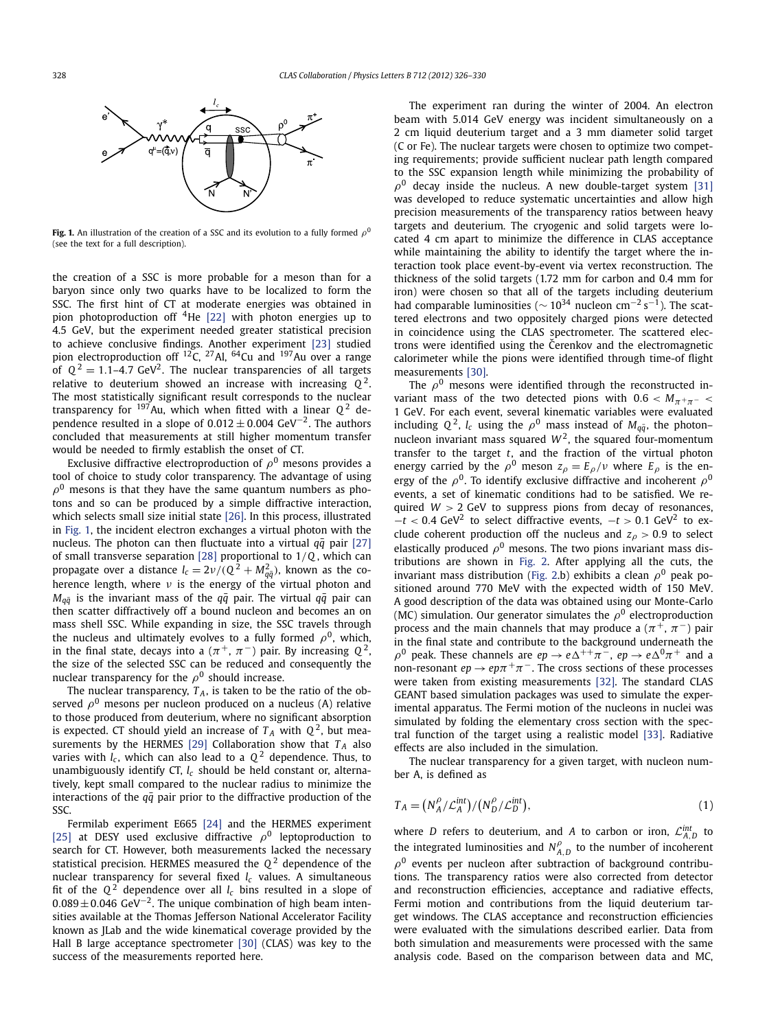**Fig. 1.** An illustration of the creation of a SSC and its evolution to a fully formed $\rho^0$ (see the text for a full description).

the creation of a SSC is more probable for a meson than for a baryon since only two quarks have to be localized to form the SSC. The first hint of CT at moderate energies was obtained in pion photoproduction off $^4$He [22] with photon energies up to 4.5 GeV, but the experiment needed greater statistical precision to achieve conclusive findings. Another experiment [23] studied pion electroproduction off $^{12}$C, $^{27}$Al, $^{64}$Cu and $^{197}$Au over a range of $Q^2 = 1.1$–$4.7$ GeV$^2$. The nuclear transparencies of all targets relative to deuterium showed an increase with increasing $Q^2$. The most statistically significant result corresponds to the nuclear transparency for $^{197}$Au, which when fitted with a linear $Q^2$ dependence resulted in a slope of $0.012 \pm 0.004$ GeV$^{-2}$. The authors concluded that measurements at still higher momentum transfer would be needed to firmly establish the onset of CT.

Exclusive diffractive electroproduction of $\rho^0$ mesons provides a tool of choice to study color transparency. The advantage of using $\rho^0$ mesons is that they have the same quantum numbers as photons and so can be produced by a simple diffractive interaction, which selects small size initial state [26]. In this process, illustrated in Fig. 1, the incident electron exchanges a virtual photon with the nucleus. The photon can then fluctuate into a virtual $q\bar{q}$ pair [27] of small transverse separation [28] proportional to $1/Q$, which can propagate over a distance $l_c = 2\nu/(Q^2 + M^2_{q\bar{q}})$, known as the coherence length, where $\nu$ is the energy of the virtual photon and $M_{q\bar{q}}$ is the invariant mass of the $q\bar{q}$ pair. The virtual $q\bar{q}$ pair can then scatter diffractively off a bound nucleon and becomes an on mass shell SSC. While expanding in size, the SSC travels through the nucleus and ultimately evolves to a fully formed $\rho^0$, which, in the final state, decays into a $(\pi^+, \pi^-)$ pair. By increasing $Q^2$, the size of the selected SSC can be reduced and consequently the nuclear transparency for the $\rho^0$ should increase.

The nuclear transparency, $T_A$, is taken to be the ratio of the observed $\rho^0$ mesons per nucleon produced on a nucleus (A) relative to those produced from deuterium, where no significant absorption is expected. CT should yield an increase of $T_A$ with $Q^2$, but measurements by the HERMES [29] Collaboration show that $T_A$ also varies with $l_c$, which can also lead to a $Q^2$ dependence. Thus, to unambiguously identify CT, $l_c$ should be held constant or, alternatively, kept small compared to the nuclear radius to minimize the interactions of the $q\bar{q}$ pair prior to the diffractive production of the SSC.

Fermilab experiment E665 [24] and the HERMES experiment [25] at DESY used exclusive diffractive $\rho^0$ leptoproduction to search for CT. However, both measurements lacked the necessary statistical precision. HERMES measured the $Q^2$ dependence of the nuclear transparency for several fixed $l_c$ values. A simultaneous fit of the $Q^2$ dependence over all $l_c$ bins resulted in a slope of $0.089 \pm 0.046$ GeV$^{-2}$. The unique combination of high beam intensities available at the Thomas Jefferson National Accelerator Facility known as JLab and the wide kinematical coverage provided by the Hall B large acceptance spectrometer [30] (CLAS) was key to the success of the measurements reported here.

The experiment ran during the winter of 2004. An electron beam with 5.014 GeV energy was incident simultaneously on a 2 cm liquid deuterium target and a 3 mm diameter solid target (C or Fe). The nuclear targets were chosen to optimize two competing requirements; provide sufficient nuclear path length compared to the SSC expansion length while minimizing the probability of $\rho^0$ decay inside the nucleus. A new double-target system [31] was developed to reduce systematic uncertainties and allow high precision measurements of the transparency ratios between heavy targets and deuterium. The cryogenic and solid targets were located 4 cm apart to minimize the difference in CLAS acceptance while maintaining the ability to identify the target where the interaction took place event-by-event via vertex reconstruction. The thickness of the solid targets (1.72 mm for carbon and 0.4 mm for iron) were chosen so that all of the targets including deuterium had comparable luminosities ($\sim 10^{34}$ nucleon cm$^{-2}$ s$^{-1}$). The scattered electrons and two oppositely charged pions were detected in coincidence using the CLAS spectrometer. The scattered electrons were identified using the Čerenkov and the electromagnetic calorimeter while the pions were identified through time-of flight measurements [30].

The $\rho^0$ mesons were identified through the reconstructed invariant mass of the two detected pions with $0.6 < M_{\pi^+\pi^-} < 1$ GeV. For each event, several kinematic variables were evaluated including $Q^2$, $l_c$ using the $\rho^0$ mass instead of $M_{q\bar{q}}$, the photon–nucleon invariant mass squared $W^2$, the squared four-momentum transfer to the target $t$, and the fraction of the virtual photon energy carried by the $\rho^0$ meson $z_\rho = E_\rho/\nu$ where $E_\rho$ is the energy of the $\rho^0$. To identify exclusive diffractive and incoherent $\rho^0$ events, a set of kinematic conditions had to be satisfied. We required $W > 2$ GeV to suppress pions from decay of resonances, $-t < 0.4$ GeV$^2$ to select diffractive events, $-t > 0.1$ GeV$^2$ to exclude coherent production off the nucleus and $z_\rho > 0.9$ to select elastically produced $\rho^0$ mesons. The two pions invariant mass distributions are shown in Fig. 2. After applying all the cuts, the invariant mass distribution (Fig. 2.b) exhibits a clean $\rho^0$ peak positioned around 770 MeV with the expected width of 150 MeV. A good description of the data was obtained using our Monte-Carlo (MC) simulation. Our generator simulates the $\rho^0$ electroproduction process and the main channels that may produce a $(\pi^+, \pi^-)$ pair in the final state and contribute to the background underneath the $\rho^0$ peak. These channels are $ep \to e\Delta^{++}\pi^-$, $ep \to e\Delta^0\pi^+$ and a non-resonant $ep \to ep\pi^+\pi^-$. The cross sections of these processes were taken from existing measurements [32]. The standard CLAS GEANT based simulation packages was used to simulate the experimental apparatus. The Fermi motion of the nucleons in nuclei was simulated by folding the elementary cross section with the spectral function of the target using a realistic model [33]. Radiative effects are also included in the simulation.

The nuclear transparency for a given target, with nucleon number A, is defined as

$$T_A = \left(N_A^\rho/\mathcal{L}_A^{int}\right)/\left(N_D^\rho/\mathcal{L}_D^{int}\right), \tag{1}$$

where $D$ refers to deuterium, and $A$ to carbon or iron, $\mathcal{L}_{A,D}^{int}$ to the integrated luminosities and $N_{A,D}^\rho$ to the number of incoherent $\rho^0$ events per nucleon after subtraction of background contributions. The transparency ratios were also corrected from detector and reconstruction efficiencies, acceptance and radiative effects, Fermi motion and contributions from the liquid deuterium target windows. The CLAS acceptance and reconstruction efficiencies were evaluated with the simulations described earlier. Data from both simulation and measurements were processed with the same analysis code. Based on the comparison between data and MC,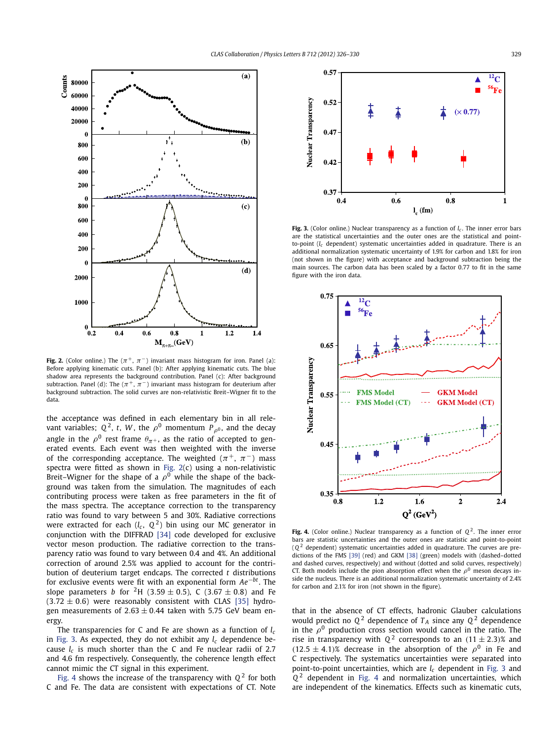**Fig. 2.** (Color online.) The $(\pi^+, \pi^-)$ invariant mass histogram for iron. Panel (a): Before applying kinematic cuts. Panel (b): After applying kinematic cuts. The blue shadow area represents the background contribution. Panel (c): After background subtraction. Panel (d): The $(\pi^+, \pi^-)$ invariant mass histogram for deuterium after background subtraction. The solid curves are non-relativistic Breit–Wigner fit to the data.

the acceptance was defined in each elementary bin in all relevant variables; $Q^2$, $t$, $W$, the $\rho^0$ momentum $P_{\rho^0}$, and the decay angle in the $\rho^0$ rest frame $\theta_{\pi^+}$, as the ratio of accepted to generated events. Each event was then weighted with the inverse of the corresponding acceptance. The weighted $(\pi^+, \pi^-)$ mass spectra were fitted as shown in Fig. 2(c) using a non-relativistic Breit–Wigner for the shape of a $\rho^0$ while the shape of the background was taken from the simulation. The magnitudes of each contributing process were taken as free parameters in the fit of the mass spectra. The acceptance correction to the transparency ratio was found to vary between 5 and 30%. Radiative corrections were extracted for each $(l_c, Q^2)$ bin using our MC generator in conjunction with the DIFFRAD [34] code developed for exclusive vector meson production. The radiative correction to the transparency ratio was found to vary between 0.4 and 4%. An additional correction of around 2.5% was applied to account for the contribution of deuterium target endcaps. The corrected $t$ distributions for exclusive events were fit with an exponential form $Ae^{-bt}$. The slope parameters $b$ for $^2$H ($3.59 \pm 0.5$), C ($3.67 \pm 0.8$) and Fe ($3.72 \pm 0.6$) were reasonably consistent with CLAS [35] hydrogen measurements of $2.63 \pm 0.44$ taken with 5.75 GeV beam energy.

The transparencies for C and Fe are shown as a function of $l_c$ in Fig. 3. As expected, they do not exhibit any $l_c$ dependence because $l_c$ is much shorter than the C and Fe nuclear radii of 2.7 and 4.6 fm respectively. Consequently, the coherence length effect cannot mimic the CT signal in this experiment.

Fig. 4 shows the increase of the transparency with $Q^2$ for both C and Fe. The data are consistent with expectations of CT. Note that in the absence of CT effects, hadronic Glauber calculations would predict no $Q^2$ dependence of $T_A$ since any $Q^2$ dependence in the $\rho^0$ production cross section would cancel in the ratio. The rise in transparency with $Q^2$ corresponds to an $(11 \pm 2.3)$% and $(12.5 \pm 4.1)$% decrease in the absorption of the $\rho^0$ in Fe and C respectively. The systematics uncertainties were separated into point-to-point uncertainties, which are $l_c$ dependent in Fig. 3 and $Q^2$ dependent in Fig. 4 and normalization uncertainties, which are independent of the kinematics. Effects such as kinematic cuts,

**Fig. 3.** (Color online.) Nuclear transparency as a function of $l_c$. The inner error bars are the statistical uncertainties and the outer ones are the statistical and point-to-point ($l_c$ dependent) systematic uncertainties added in quadrature. There is an additional normalization systematic uncertainty of 1.9% for carbon and 1.8% for iron (not shown in the figure) with acceptance and background subtraction being the main sources. The carbon data has been scaled by a factor 0.77 to fit in the same figure with the iron data.

**Fig. 4.** (Color online.) Nuclear transparency as a function of $Q^2$. The inner error bars are statistic uncertainties and the outer ones are statistic and point-to-point ($Q^2$ dependent) systematic uncertainties added in quadrature. The curves are predictions of the FMS [39] (red) and GKM [38] (green) models with (dashed–dotted and dashed curves, respectively) and without (dotted and solid curves, respectively) CT. Both models include the pion absorption effect when the $\rho^0$ meson decays inside the nucleus. There is an additional normalization systematic uncertainty of 2.4% for carbon and 2.1% for iron (not shown in the figure).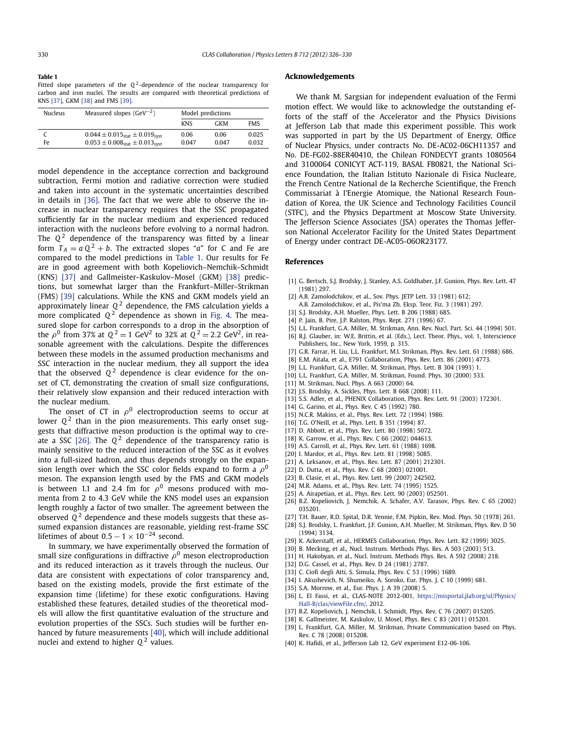**Table 1**
Fitted slope parameters of the $Q^2$-dependence of the nuclear transparency for carbon and iron nuclei. The results are compared with theoretical predictions of KNS [37], GKM [38] and FMS [39].

| Nucleus | Measured slopes ($\text{GeV}^{-2}$) | Model predictions | | |
|---|---|---|---|---|
| | | KNS | GKM | FMS |
| C | $0.044 \pm 0.015_{\text{stat}} \pm 0.019_{\text{syst}}$ | 0.06 | 0.06 | 0.025 |
| Fe | $0.053 \pm 0.008_{\text{stat}} \pm 0.013_{\text{syst}}$ | 0.047 | 0.047 | 0.032 |

model dependence in the acceptance correction and background subtraction, Fermi motion and radiative correction were studied and taken into account in the systematic uncertainties described in details in [36]. The fact that we were able to observe the increase in nuclear transparency requires that the SSC propagated sufficiently far in the nuclear medium and experienced reduced interaction with the nucleons before evolving to a normal hadron. The $Q^2$ dependence of the transparency was fitted by a linear form $T_A = aQ^2 + b$. The extracted slopes "$a$" for C and Fe are compared to the model predictions in Table 1. Our results for Fe are in good agreement with both Kopeliovich–Nemchik–Schmidt (KNS) [37] and Gallmeister–Kaskulov–Mosel (GKM) [38] predictions, but somewhat larger than the Frankfurt–Miller–Strikman (FMS) [39] calculations. While the KNS and GKM models yield an approximately linear $Q^2$ dependence, the FMS calculation yields a more complicated $Q^2$ dependence as shown in Fig. 4. The measured slope for carbon corresponds to a drop in the absorption of the $\rho^0$ from 37% at $Q^2 = 1\ \text{GeV}^2$ to 32% at $Q^2 = 2.2\ \text{GeV}^2$, in reasonable agreement with the calculations. Despite the differences between these models in the assumed production mechanisms and SSC interaction in the nuclear medium, they all support the idea that the observed $Q^2$ dependence is clear evidence for the onset of CT, demonstrating the creation of small size configurations, their relatively slow expansion and their reduced interaction with the nuclear medium.

The onset of CT in $\rho^0$ electroproduction seems to occur at lower $Q^2$ than in the pion measurements. This early onset suggests that diffractive meson production is the optimal way to create a SSC [26]. The $Q^2$ dependence of the transparency ratio is mainly sensitive to the reduced interaction of the SSC as it evolves into a full-sized hadron, and thus depends strongly on the expansion length over which the SSC color fields expand to form a $\rho^0$ meson. The expansion length used by the FMS and GKM models is between 1.1 and 2.4 fm for $\rho^0$ mesons produced with momenta from 2 to 4.3 GeV while the KNS model uses an expansion length roughly a factor of two smaller. The agreement between the observed $Q^2$ dependence and these models suggests that these assumed expansion distances are reasonable, yielding rest-frame SSC lifetimes of about $0.5 - 1 \times 10^{-24}$ second.

In summary, we have experimentally observed the formation of small size configurations in diffractive $\rho^0$ meson electroproduction and its reduced interaction as it travels through the nucleus. Our data are consistent with expectations of color transparency and, based on the existing models, provide the first estimate of the expansion time (lifetime) for these exotic configurations. Having established these features, detailed studies of the theoretical models will allow the first quantitative evaluation of the structure and evolution properties of the SSCs. Such studies will be further enhanced by future measurements [40], which will include additional nuclei and extend to higher $Q^2$ values.

## Acknowledgements

We thank M. Sargsian for independent evaluation of the Fermi motion effect. We would like to acknowledge the outstanding efforts of the staff of the Accelerator and the Physics Divisions at Jefferson Lab that made this experiment possible. This work was supported in part by the US Department of Energy, Office of Nuclear Physics, under contracts No. DE-AC02-06CH11357 and No. DE-FG02-88ER40410, the Chilean FONDECYT grants 1080564 and 3100064 CONICYT ACT-119, BASAL FB0821, the National Science Foundation, the Italian Istituto Nazionale di Fisica Nucleare, the French Centre National de la Recherche Scientifique, the French Commissariat à l'Energie Atomique, the National Research Foundation of Korea, the UK Science and Technology Facilities Council (STFC), and the Physics Department at Moscow State University. The Jefferson Science Associates (JSA) operates the Thomas Jefferson National Accelerator Facility for the United States Department of Energy under contract DE-AC05-06OR23177.

## References

[1] G. Bertsch, S.J. Brodsky, J. Stanley, A.S. Goldhaber, J.F. Gunion, Phys. Rev. Lett. 47 (1981) 297.
[2] A.B. Zamolodchikov, et al., Sov. Phys. JETP Lett. 33 (1981) 612;
A.B. Zamolodchikov, et al., Pis'ma Zh. Eksp. Teor. Fiz. 3 (1981) 297.
[3] S.J. Brodsky, A.H. Mueller, Phys. Lett. B 206 (1988) 685.
[4] P. Jain, B. Pire, J.P. Ralston, Phys. Rept. 271 (1996) 67.
[5] L.L. Frankfurt, G.A. Miller, M. Strikman, Ann. Rev. Nucl. Part. Sci. 44 (1994) 501.
[6] R.J. Glauber, in: W.E. Brittin, et al. (Eds.), Lect. Theor. Phys., vol. 1, Interscience Publishers, Inc., New York, 1959, p. 315.
[7] G.R. Farrar, H. Liu, L.L. Frankfurt, M.I. Strikman, Phys. Rev. Lett. 61 (1988) 686.
[8] E.M. Aitala, et al., E791 Collaboration, Phys. Rev. Lett. 86 (2001) 4773.
[9] L.L. Frankfurt, G.A. Miller, M. Strikman, Phys. Lett. B 304 (1993) 1.
[10] L.L. Frankfurt, G.A. Miller, M. Strikman, Found. Phys. 30 (2000) 533.
[11] M. Strikman, Nucl. Phys. A 663 (2000) 64.
[12] J.S. Brodsky, A. Sickles, Phys. Lett. B 668 (2008) 111.
[13] S.S. Adler, et al., PHENIX Collaboration, Phys. Rev. Lett. 91 (2003) 172301.
[14] G. Garino, et al., Phys. Rev. C 45 (1992) 780.
[15] N.C.R. Makins, et al., Phys. Rev. Lett. 72 (1994) 1986.
[16] T.G. O'Neill, et al., Phys. Lett. B 351 (1994) 87.
[17] D. Abbott, et al., Phys. Rev. Lett. 80 (1998) 5072.
[18] K. Garrow, et al., Phys. Rev. C 66 (2002) 044613.
[19] A.S. Carroll, et al., Phys. Rev. Lett. 61 (1988) 1698.
[20] I. Mardor, et al., Phys. Rev. Lett. 81 (1998) 5085.
[21] A. Leksanov, et al., Phys. Rev. Lett. 87 (2001) 212301.
[22] D. Dutta, et al., Phys. Rev. C 68 (2003) 021001.
[23] B. Clasie, et al., Phys. Rev. Lett. 99 (2007) 242502.
[24] M.R. Adams, et al., Phys. Rev. Lett. 74 (1995) 1525.
[25] A. Airapetian, et al., Phys. Rev. Lett. 90 (2003) 052501.
[26] B.Z. Kopeliovich, J. Nemchik, A. Schafer, A.V. Tarasov, Phys. Rev. C 65 (2002) 035201.
[27] T.H. Bauer, R.D. Spital, D.R. Yennie, F.M. Pipkin, Rev. Mod. Phys. 50 (1978) 261.
[28] S.J. Brodsky, L. Frankfurt, J.F. Gunion, A.H. Mueller, M. Strikman, Phys. Rev. D 50 (1994) 3134.
[29] K. Ackerstaff, et al., HERMES Collaboration, Phys. Rev. Lett. 82 (1999) 3025.
[30] B. Mecking, et al., Nucl. Instrum. Methods Phys. Res. A 503 (2003) 513.
[31] H. Hakobyan, et al., Nucl. Instrum. Methods Phys. Res. A 592 (2008) 218.
[32] D.G. Cassel, et al., Phys. Rev. D 24 (1981) 2787.
[33] C. Ciofi degli Atti, S. Simula, Phys. Rev. C 53 (1996) 1689.
[34] I. Akushevich, N. Shumeiko, A. Soroko, Eur. Phys. J. C 10 (1999) 681.
[35] S.A. Morrow, et al., Eur. Phys. J. A 39 (2008) 5.
[36] L. El Fassi, et al., CLAS-NOTE 2012-001, https://misportal.jlab.org/ul/Physics/Hall-B/clas/viewFile.cfm/, 2012.
[37] B.Z. Kopeliovich, J. Nemchik, I. Schmidt, Phys. Rev. C 76 (2007) 015205.
[38] K. Gallmeister, M. Kaskulov, U. Mosel, Phys. Rev. C 83 (2011) 015201.
[39] L. Frankfurt, G.A. Miller, M. Strikman, Private Communication based on Phys. Rev. C 78 (2008) 015208.
[40] K. Hafidi, et al., Jefferson Lab 12, GeV experiment E12-06-106.